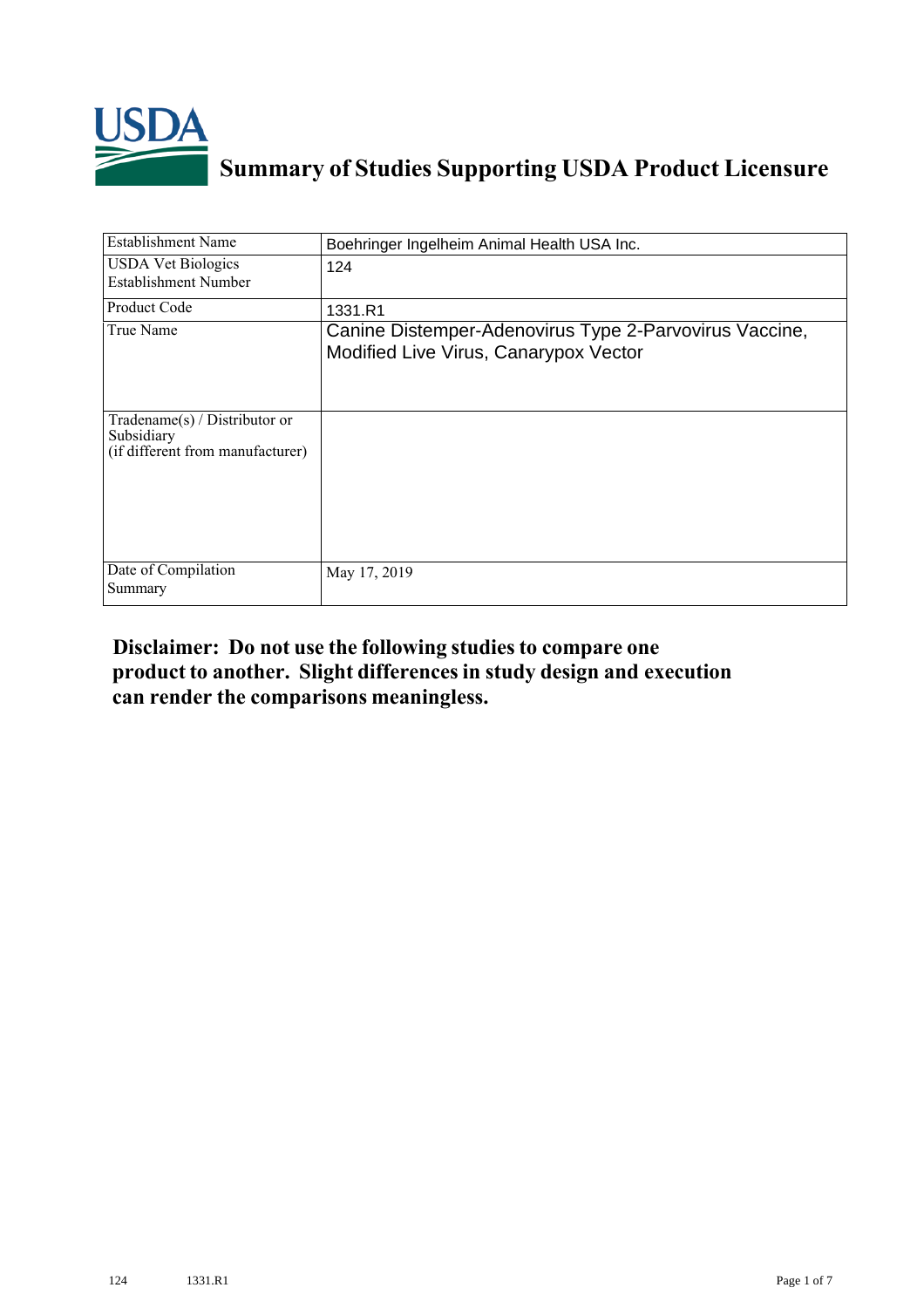# Summary of Studies Supporting USDA Product Licensure

| Establishment Name | Boehringer Ingelheim Animal Health USA Inc. |
|---|---|
| USDA Vet Biologics Establishment Number | 124 |
| Product Code | 1331.R1 |
| True Name | Canine Distemper-Adenovirus Type 2-Parvovirus Vaccine, Modified Live Virus, Canarypox Vector |
| Tradename(s) / Distributor or Subsidiary (if different from manufacturer) | |
| Date of Compilation Summary | May 17, 2019 |

**Disclaimer: Do not use the following studies to compare one product to another. Slight differences in study design and execution can render the comparisons meaningless.**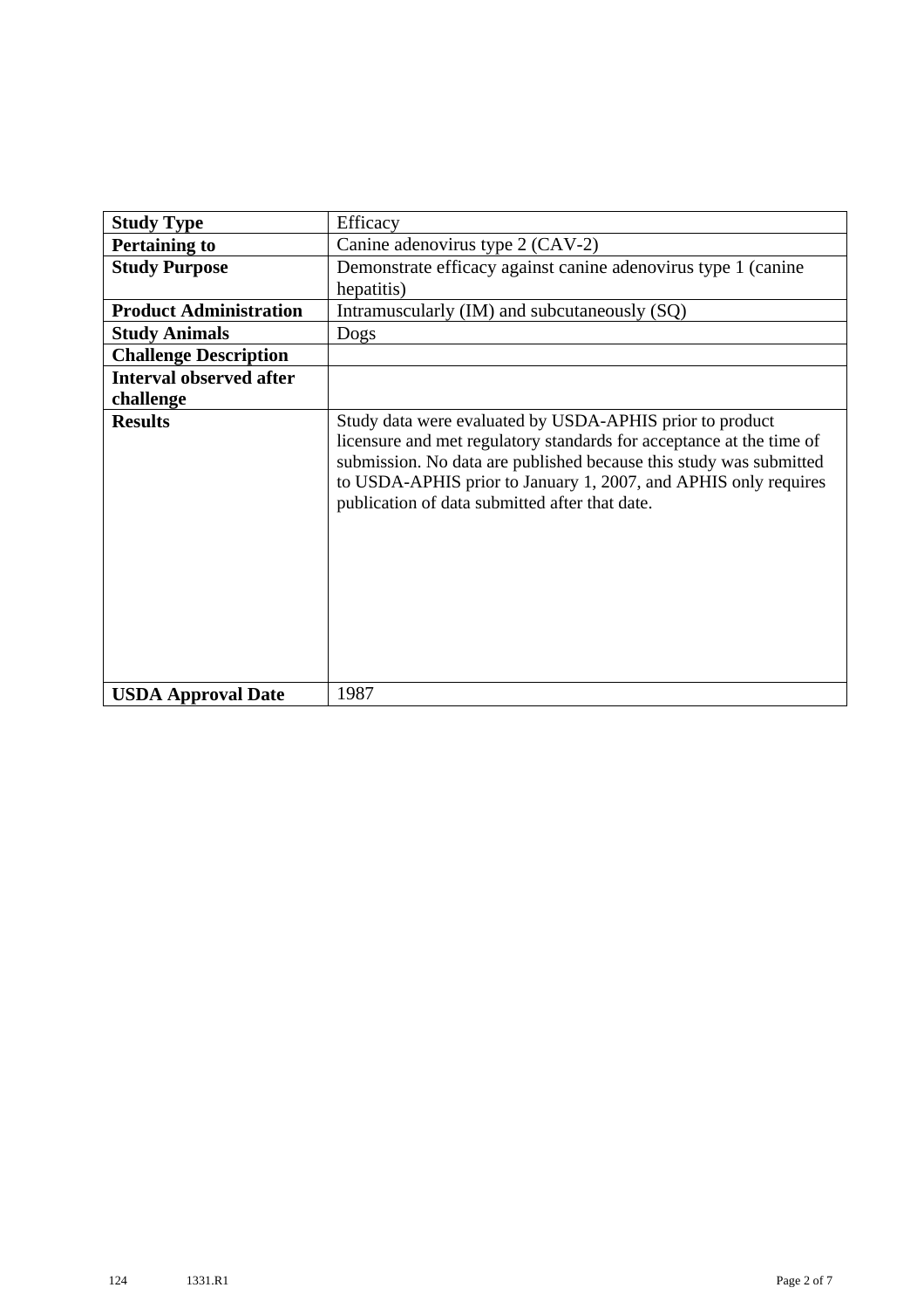| Study Type | Efficacy |
| --- | --- |
| **Pertaining to** | Canine adenovirus type 2 (CAV-2) |
| **Study Purpose** | Demonstrate efficacy against canine adenovirus type 1 (canine hepatitis) |
| **Product Administration** | Intramuscularly (IM) and subcutaneously (SQ) |
| **Study Animals** | Dogs |
| **Challenge Description** | |
| **Interval observed after challenge** | |
| **Results** | Study data were evaluated by USDA-APHIS prior to product licensure and met regulatory standards for acceptance at the time of submission. No data are published because this study was submitted to USDA-APHIS prior to January 1, 2007, and APHIS only requires publication of data submitted after that date. |
| **USDA Approval Date** | 1987 |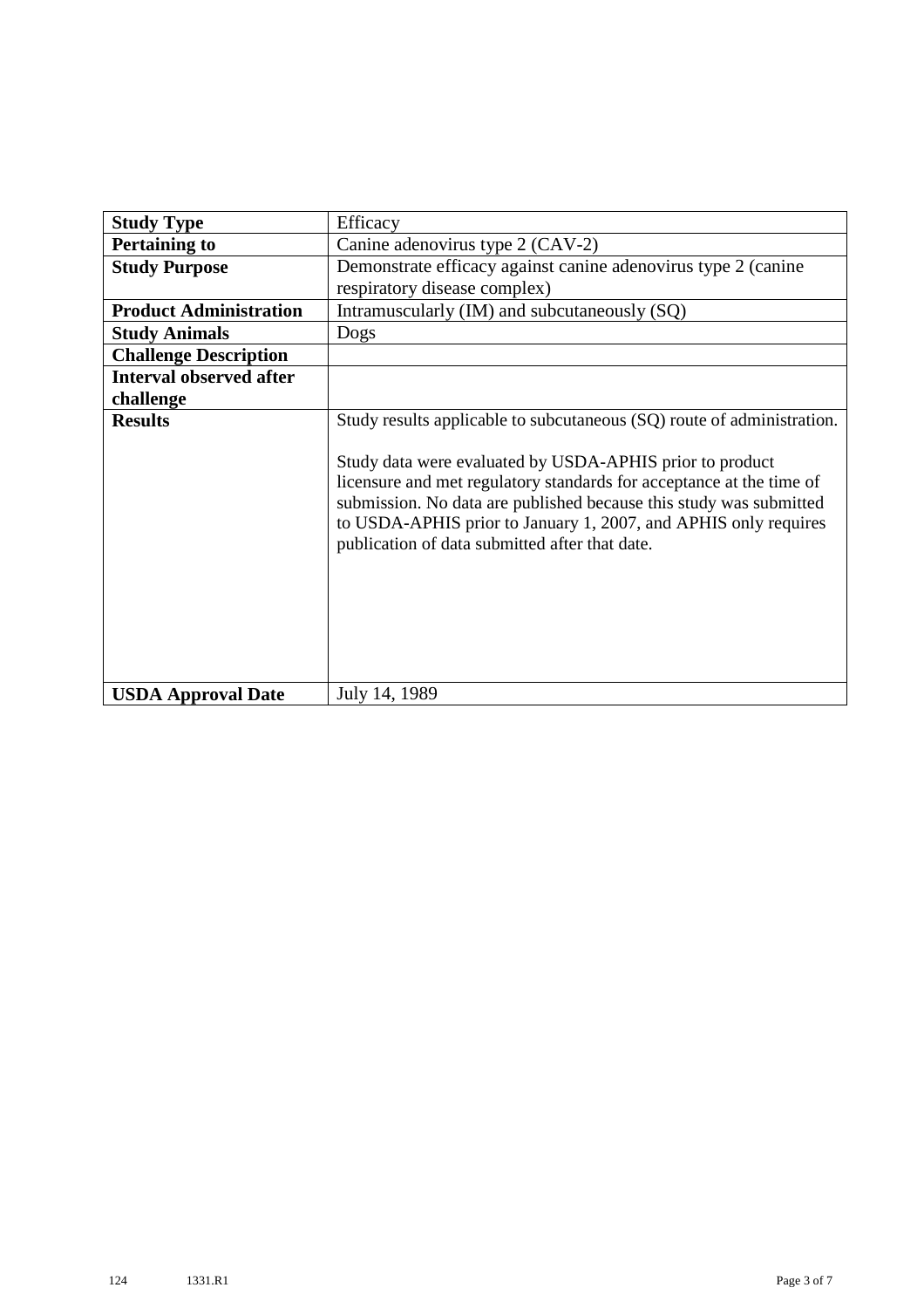| **Study Type** | Efficacy |
|---|---|
| **Pertaining to** | Canine adenovirus type 2 (CAV-2) |
| **Study Purpose** | Demonstrate efficacy against canine adenovirus type 2 (canine respiratory disease complex) |
| **Product Administration** | Intramuscularly (IM) and subcutaneously (SQ) |
| **Study Animals** | Dogs |
| **Challenge Description** | |
| **Interval observed after challenge** | |
| **Results** | Study results applicable to subcutaneous (SQ) route of administration.<br><br>Study data were evaluated by USDA-APHIS prior to product licensure and met regulatory standards for acceptance at the time of submission. No data are published because this study was submitted to USDA-APHIS prior to January 1, 2007, and APHIS only requires publication of data submitted after that date. |
| **USDA Approval Date** | July 14, 1989 |

124 1331.R1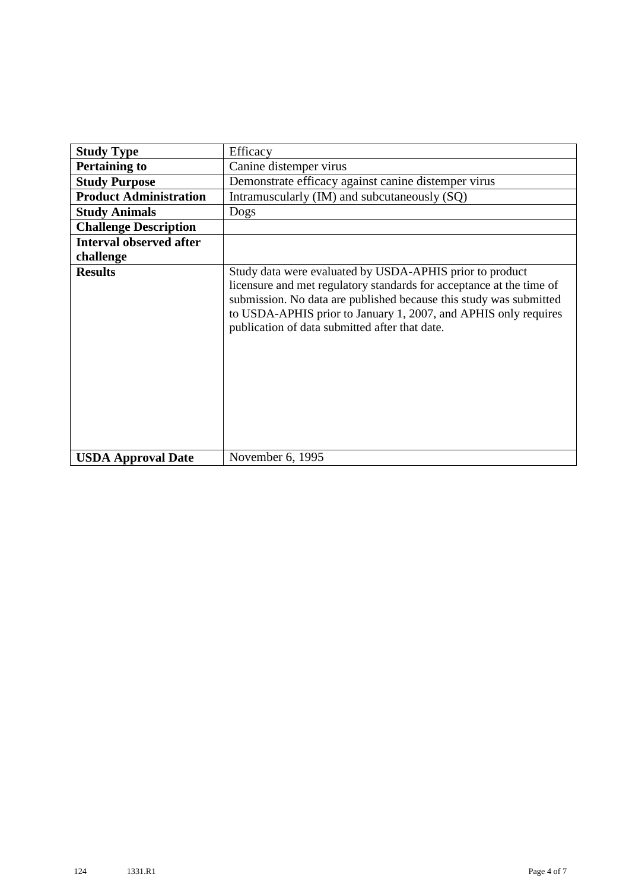| **Study Type** | Efficacy |
|---|---|
| **Pertaining to** | Canine distemper virus |
| **Study Purpose** | Demonstrate efficacy against canine distemper virus |
| **Product Administration** | Intramuscularly (IM) and subcutaneously (SQ) |
| **Study Animals** | Dogs |
| **Challenge Description** | |
| **Interval observed after challenge** | |
| **Results** | Study data were evaluated by USDA-APHIS prior to product licensure and met regulatory standards for acceptance at the time of submission. No data are published because this study was submitted to USDA-APHIS prior to January 1, 2007, and APHIS only requires publication of data submitted after that date. |
| **USDA Approval Date** | November 6, 1995 |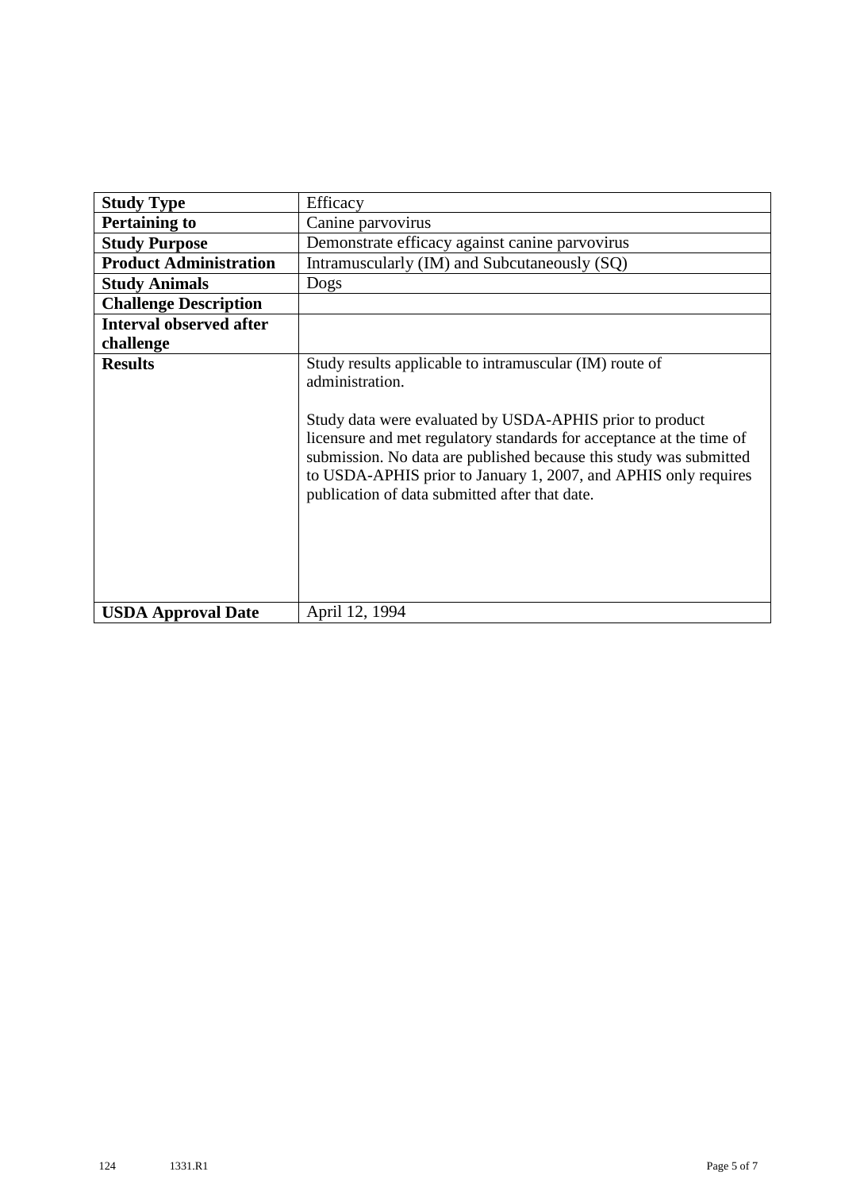| **Study Type** | Efficacy |
|---|---|
| **Pertaining to** | Canine parvovirus |
| **Study Purpose** | Demonstrate efficacy against canine parvovirus |
| **Product Administration** | Intramuscularly (IM) and Subcutaneously (SQ) |
| **Study Animals** | Dogs |
| **Challenge Description** | |
| **Interval observed after challenge** | |
| **Results** | Study results applicable to intramuscular (IM) route of administration.<br><br>Study data were evaluated by USDA-APHIS prior to product licensure and met regulatory standards for acceptance at the time of submission. No data are published because this study was submitted to USDA-APHIS prior to January 1, 2007, and APHIS only requires publication of data submitted after that date. |
| **USDA Approval Date** | April 12, 1994 |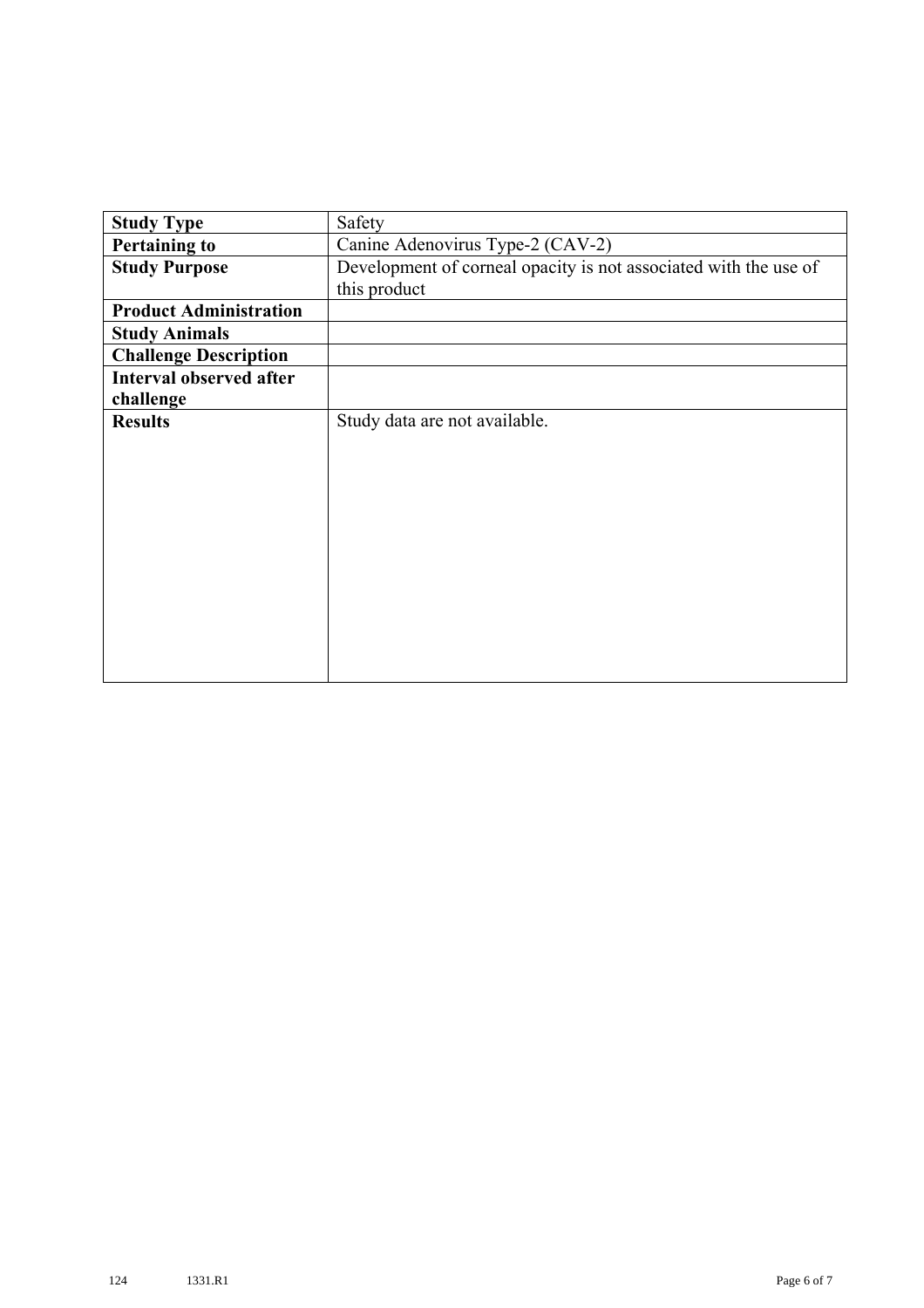| Study Type | Safety |
|---|---|
| **Pertaining to** | Canine Adenovirus Type-2 (CAV-2) |
| **Study Purpose** | Development of corneal opacity is not associated with the use of this product |
| **Product Administration** | |
| **Study Animals** | |
| **Challenge Description** | |
| **Interval observed after challenge** | |
| **Results** | Study data are not available. |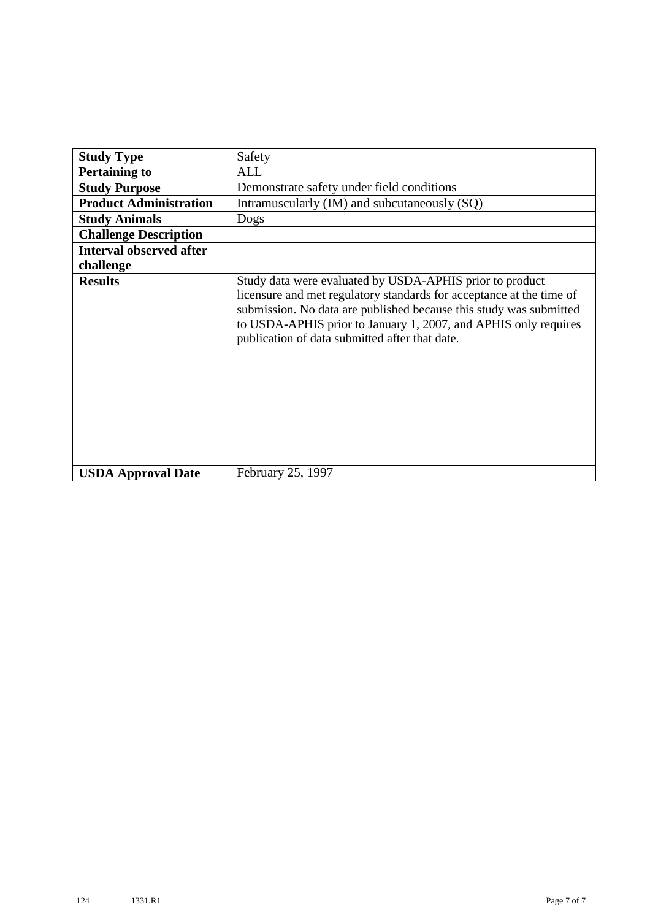| | |
|---|---|
| **Study Type** | Safety |
| **Pertaining to** | ALL |
| **Study Purpose** | Demonstrate safety under field conditions |
| **Product Administration** | Intramuscularly (IM) and subcutaneously (SQ) |
| **Study Animals** | Dogs |
| **Challenge Description** | |
| **Interval observed after challenge** | |
| **Results** | Study data were evaluated by USDA-APHIS prior to product licensure and met regulatory standards for acceptance at the time of submission. No data are published because this study was submitted to USDA-APHIS prior to January 1, 2007, and APHIS only requires publication of data submitted after that date. |
| **USDA Approval Date** | February 25, 1997 |